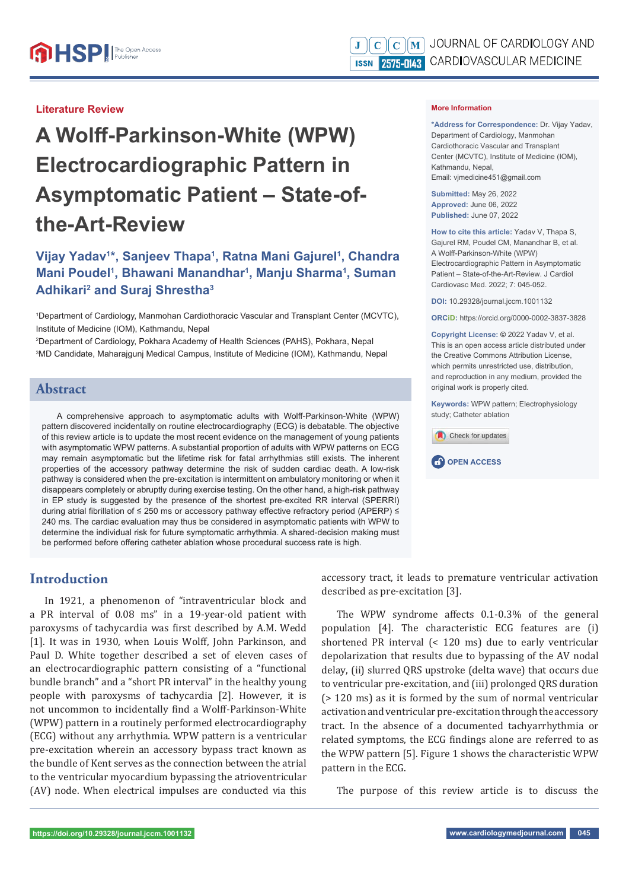Literature Review

# A Wolff-Parkinson-White (WPW) Electrocardiographic Pattern in Asymptomatic Patient – State-of-the-Art-Review

**Vijay Yadav[1]*, Sanjeev Thapa[1], Ratna Mani Gajurel[1], Chandra Mani Poudel[1], Bhawani Manandhar[1], Manju Sharma[1], Suman Adhikari[2] and Suraj Shrestha[3]**

[1]Department of Cardiology, Manmohan Cardiothoracic Vascular and Transplant Center (MCVTC), Institute of Medicine (IOM), Kathmandu, Nepal

[2]Department of Cardiology, Pokhara Academy of Health Sciences (PAHS), Pokhara, Nepal

[3]MD Candidate, Maharajgunj Medical Campus, Institute of Medicine (IOM), Kathmandu, Nepal

**More Information**

***Address for Correspondence:** Dr. Vijay Yadav, Department of Cardiology, Manmohan Cardiothoracic Vascular and Transplant Center (MCVTC), Institute of Medicine (IOM), Kathmandu, Nepal, Email: vjmedicine451@gmail.com

**Submitted:** May 26, 2022
**Approved:** June 06, 2022
**Published:** June 07, 2022

**How to cite this article:** Yadav V, Thapa S, Gajurel RM, Poudel CM, Manandhar B, et al. A Wolff-Parkinson-White (WPW) Electrocardiographic Pattern in Asymptomatic Patient – State-of-the-Art-Review. J Cardiol Cardiovasc Med. 2022; 7: 045-052.

**DOI:** 10.29328/journal.jccm.1001132

**ORCiD:** https://orcid.org/0000-0002-3837-3828

**Copyright License:** © 2022 Yadav V, et al. This is an open access article distributed under the Creative Commons Attribution License, which permits unrestricted use, distribution, and reproduction in any medium, provided the original work is properly cited.

**Keywords:** WPW pattern; Electrophysiology study; Catheter ablation

OPEN ACCESS

## Abstract

A comprehensive approach to asymptomatic adults with Wolff-Parkinson-White (WPW) pattern discovered incidentally on routine electrocardiography (ECG) is debatable. The objective of this review article is to update the most recent evidence on the management of young patients with asymptomatic WPW patterns. A substantial proportion of adults with WPW patterns on ECG may remain asymptomatic but the lifetime risk for fatal arrhythmias still exists. The inherent properties of the accessory pathway determine the risk of sudden cardiac death. A low-risk pathway is considered when the pre-excitation is intermittent on ambulatory monitoring or when it disappears completely or abruptly during exercise testing. On the other hand, a high-risk pathway in EP study is suggested by the presence of the shortest pre-excited RR interval (SPERRI) during atrial fibrillation of ≤ 250 ms or accessory pathway effective refractory period (APERP) ≤ 240 ms. The cardiac evaluation may thus be considered in asymptomatic patients with WPW to determine the individual risk for future symptomatic arrhythmia. A shared-decision making must be performed before offering catheter ablation whose procedural success rate is high.

## Introduction

In 1921, a phenomenon of "intraventricular block and a PR interval of 0.08 ms" in a 19-year-old patient with paroxysms of tachycardia was first described by A.M. Wedd [1]. It was in 1930, when Louis Wolff, John Parkinson, and Paul D. White together described a set of eleven cases of an electrocardiographic pattern consisting of a "functional bundle branch" and a "short PR interval" in the healthy young people with paroxysms of tachycardia [2]. However, it is not uncommon to incidentally find a Wolff-Parkinson-White (WPW) pattern in a routinely performed electrocardiography (ECG) without any arrhythmia. WPW pattern is a ventricular pre-excitation wherein an accessory bypass tract known as the bundle of Kent serves as the connection between the atrial to the ventricular myocardium bypassing the atrioventricular (AV) node. When electrical impulses are conducted via this accessory tract, it leads to premature ventricular activation described as pre-excitation [3].

The WPW syndrome affects 0.1-0.3% of the general population [4]. The characteristic ECG features are (i) shortened PR interval (< 120 ms) due to early ventricular depolarization that results due to bypassing of the AV nodal delay, (ii) slurred QRS upstroke (delta wave) that occurs due to ventricular pre-excitation, and (iii) prolonged QRS duration (> 120 ms) as it is formed by the sum of normal ventricular activation and ventricular pre-excitation through the accessory tract. In the absence of a documented tachyarrhythmia or related symptoms, the ECG findings alone are referred to as the WPW pattern [5]. Figure 1 shows the characteristic WPW pattern in the ECG.

The purpose of this review article is to discuss the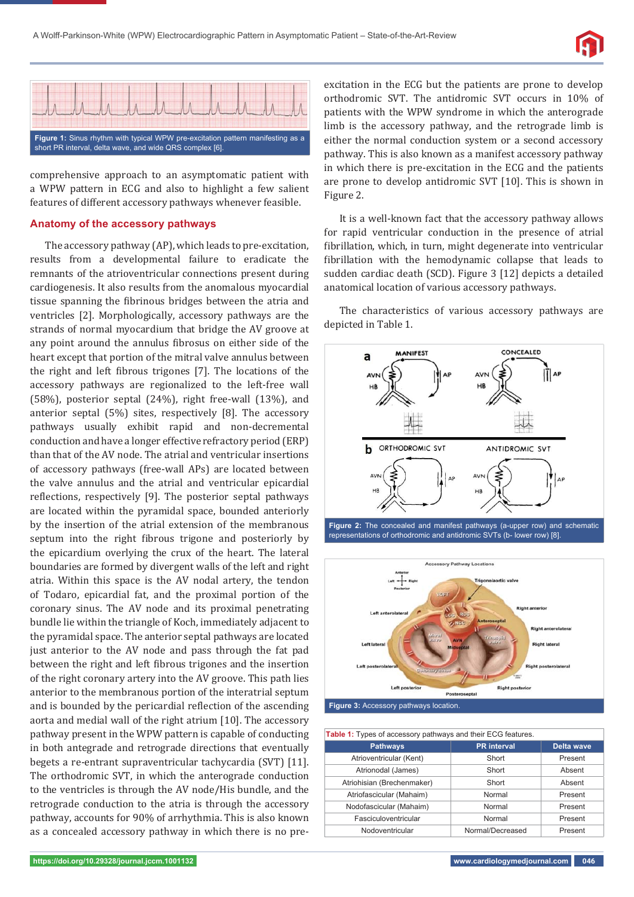Figure 1: Sinus rhythm with typical WPW pre-excitation pattern manifesting as a short PR interval, delta wave, and wide QRS complex [6].

comprehensive approach to an asymptomatic patient with a WPW pattern in ECG and also to highlight a few salient features of different accessory pathways whenever feasible.

## Anatomy of the accessory pathways

The accessory pathway (AP), which leads to pre-excitation, results from a developmental failure to eradicate the remnants of the atrioventricular connections present during cardiogenesis. It also results from the anomalous myocardial tissue spanning the fibrinous bridges between the atria and ventricles [2]. Morphologically, accessory pathways are the strands of normal myocardium that bridge the AV groove at any point around the annulus fibrosus on either side of the heart except that portion of the mitral valve annulus between the right and left fibrous trigones [7]. The locations of the accessory pathways are regionalized to the left-free wall (58%), posterior septal (24%), right free-wall (13%), and anterior septal (5%) sites, respectively [8]. The accessory pathways usually exhibit rapid and non-decremental conduction and have a longer effective refractory period (ERP) than that of the AV node. The atrial and ventricular insertions of accessory pathways (free-wall APs) are located between the valve annulus and the atrial and ventricular epicardial reflections, respectively [9]. The posterior septal pathways are located within the pyramidal space, bounded anteriorly by the insertion of the atrial extension of the membranous septum into the right fibrous trigone and posteriorly by the epicardium overlying the crux of the heart. The lateral boundaries are formed by divergent walls of the left and right atria. Within this space is the AV nodal artery, the tendon of Todaro, epicardial fat, and the proximal portion of the coronary sinus. The AV node and its proximal penetrating bundle lie within the triangle of Koch, immediately adjacent to the pyramidal space. The anterior septal pathways are located just anterior to the AV node and pass through the fat pad between the right and left fibrous trigones and the insertion of the right coronary artery into the AV groove. This path lies anterior to the membranous portion of the interatrial septum and is bounded by the pericardial reflection of the ascending aorta and medial wall of the right atrium [10]. The accessory pathway present in the WPW pattern is capable of conducting in both antegrade and retrograde directions that eventually begets a re-entrant supraventricular tachycardia (SVT) [11]. The orthodromic SVT, in which the anterograde conduction to the ventricles is through the AV node/His bundle, and the retrograde conduction to the atria is through the accessory pathway, accounts for 90% of arrhythmia. This is also known as a concealed accessory pathway in which there is no pre-excitation in the ECG but the patients are prone to develop orthodromic SVT. The antidromic SVT occurs in 10% of patients with the WPW syndrome in which the anterograde limb is the accessory pathway, and the retrograde limb is either the normal conduction system or a second accessory pathway. This is also known as a manifest accessory pathway in which there is pre-excitation in the ECG and the patients are prone to develop antidromic SVT [10]. This is shown in Figure 2.

It is a well-known fact that the accessory pathway allows for rapid ventricular conduction in the presence of atrial fibrillation, which, in turn, might degenerate into ventricular fibrillation with the hemodynamic collapse that leads to sudden cardiac death (SCD). Figure 3 [12] depicts a detailed anatomical location of various accessory pathways.

The characteristics of various accessory pathways are depicted in Table 1.

Figure 2: The concealed and manifest pathways (a-upper row) and schematic representations of orthodromic and antidromic SVTs (b- lower row) [8].

Figure 3: Accessory pathways location.

Table 1: Types of accessory pathways and their ECG features.

| Pathways | PR interval | Delta wave |
|---|---|---|
| Atrioventricular (Kent) | Short | Present |
| Atrionodal (James) | Short | Absent |
| Atriohisian (Brechenmaker) | Short | Absent |
| Atriofascicular (Mahaim) | Normal | Present |
| Nodofascicular (Mahaim) | Normal | Present |
| Fasciculoventricular | Normal | Present |
| Nodoventricular | Normal/Decreased | Present |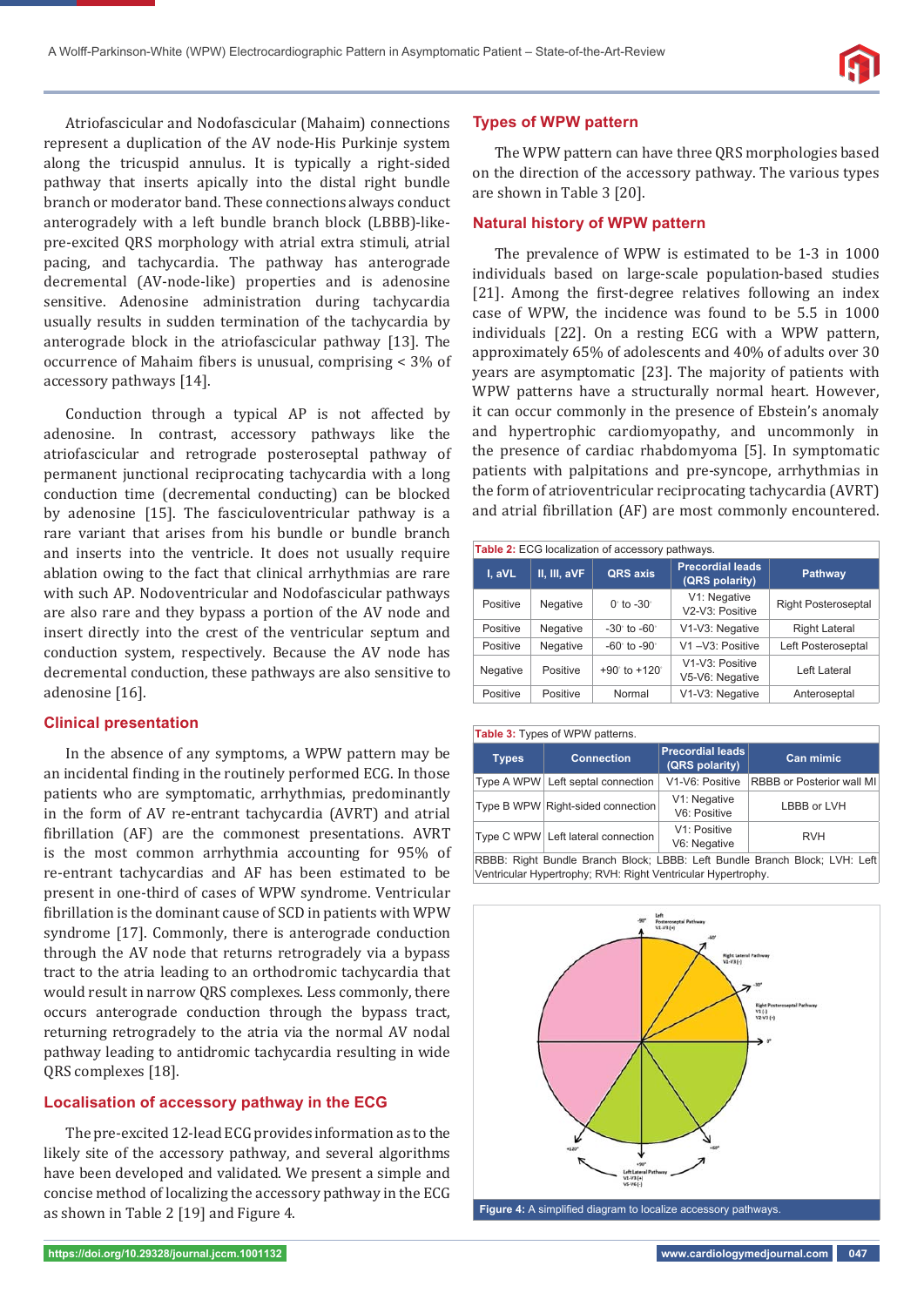Atriofascicular and Nodofascicular (Mahaim) connections represent a duplication of the AV node-His Purkinje system along the tricuspid annulus. It is typically a right-sided pathway that inserts apically into the distal right bundle branch or moderator band. These connections always conduct anterogradely with a left bundle branch block (LBBB)-like-pre-excited QRS morphology with atrial extra stimuli, atrial pacing, and tachycardia. The pathway has anterograde decremental (AV-node-like) properties and is adenosine sensitive. Adenosine administration during tachycardia usually results in sudden termination of the tachycardia by anterograde block in the atriofascicular pathway [13]. The occurrence of Mahaim fibers is unusual, comprising < 3% of accessory pathways [14].

Conduction through a typical AP is not affected by adenosine. In contrast, accessory pathways like the atriofascicular and retrograde posteroseptal pathway of permanent junctional reciprocating tachycardia with a long conduction time (decremental conducting) can be blocked by adenosine [15]. The fasciculoventricular pathway is a rare variant that arises from his bundle or bundle branch and inserts into the ventricle. It does not usually require ablation owing to the fact that clinical arrhythmias are rare with such AP. Nodoventricular and Nodofascicular pathways are also rare and they bypass a portion of the AV node and insert directly into the crest of the ventricular septum and conduction system, respectively. Because the AV node has decremental conduction, these pathways are also sensitive to adenosine [16].

## Clinical presentation

In the absence of any symptoms, a WPW pattern may be an incidental finding in the routinely performed ECG. In those patients who are symptomatic, arrhythmias, predominantly in the form of AV re-entrant tachycardia (AVRT) and atrial fibrillation (AF) are the commonest presentations. AVRT is the most common arrhythmia accounting for 95% of re-entrant tachycardias and AF has been estimated to be present in one-third of cases of WPW syndrome. Ventricular fibrillation is the dominant cause of SCD in patients with WPW syndrome [17]. Commonly, there is anterograde conduction through the AV node that returns retrogradely via a bypass tract to the atria leading to an orthodromic tachycardia that would result in narrow QRS complexes. Less commonly, there occurs anterograde conduction through the bypass tract, returning retrogradely to the atria via the normal AV nodal pathway leading to antidromic tachycardia resulting in wide QRS complexes [18].

## Localisation of accessory pathway in the ECG

The pre-excited 12-lead ECG provides information as to the likely site of the accessory pathway, and several algorithms have been developed and validated. We present a simple and concise method of localizing the accessory pathway in the ECG as shown in Table 2 [19] and Figure 4.

## Types of WPW pattern

The WPW pattern can have three QRS morphologies based on the direction of the accessory pathway. The various types are shown in Table 3 [20].

## Natural history of WPW pattern

The prevalence of WPW is estimated to be 1-3 in 1000 individuals based on large-scale population-based studies [21]. Among the first-degree relatives following an index case of WPW, the incidence was found to be 5.5 in 1000 individuals [22]. On a resting ECG with a WPW pattern, approximately 65% of adolescents and 40% of adults over 30 years are asymptomatic [23]. The majority of patients with WPW patterns have a structurally normal heart. However, it can occur commonly in the presence of Ebstein's anomaly and hypertrophic cardiomyopathy, and uncommonly in the presence of cardiac rhabdomyoma [5]. In symptomatic patients with palpitations and pre-syncope, arrhythmias in the form of atrioventricular reciprocating tachycardia (AVRT) and atrial fibrillation (AF) are most commonly encountered.

**Table 2:** ECG localization of accessory pathways.

| I, aVL | II, III, aVF | QRS axis | Precordial leads (QRS polarity) | Pathway |
|---|---|---|---|---|
| Positive | Negative | 0° to -30° | V1: Negative<br>V2-V3: Positive | Right Posteroseptal |
| Positive | Negative | -30° to -60° | V1-V3: Negative | Right Lateral |
| Positive | Negative | -60° to -90° | V1 –V3: Positive | Left Posteroseptal |
| Negative | Positive | +90° to +120° | V1-V3: Positive<br>V5-V6: Negative | Left Lateral |
| Positive | Positive | Normal | V1-V3: Negative | Anteroseptal |

**Table 3:** Types of WPW patterns.

| Types | Connection | Precordial leads (QRS polarity) | Can mimic |
|---|---|---|---|
| Type A WPW | Left septal connection | V1-V6: Positive | RBBB or Posterior wall MI |
| Type B WPW | Right-sided connection | V1: Negative<br>V6: Positive | LBBB or LVH |
| Type C WPW | Left lateral connection | V1: Positive<br>V6: Negative | RVH |

RBBB: Right Bundle Branch Block; LBBB: Left Bundle Branch Block; LVH: Left Ventricular Hypertrophy; RVH: Right Ventricular Hypertrophy.

**Figure 4:** A simplified diagram to localize accessory pathways.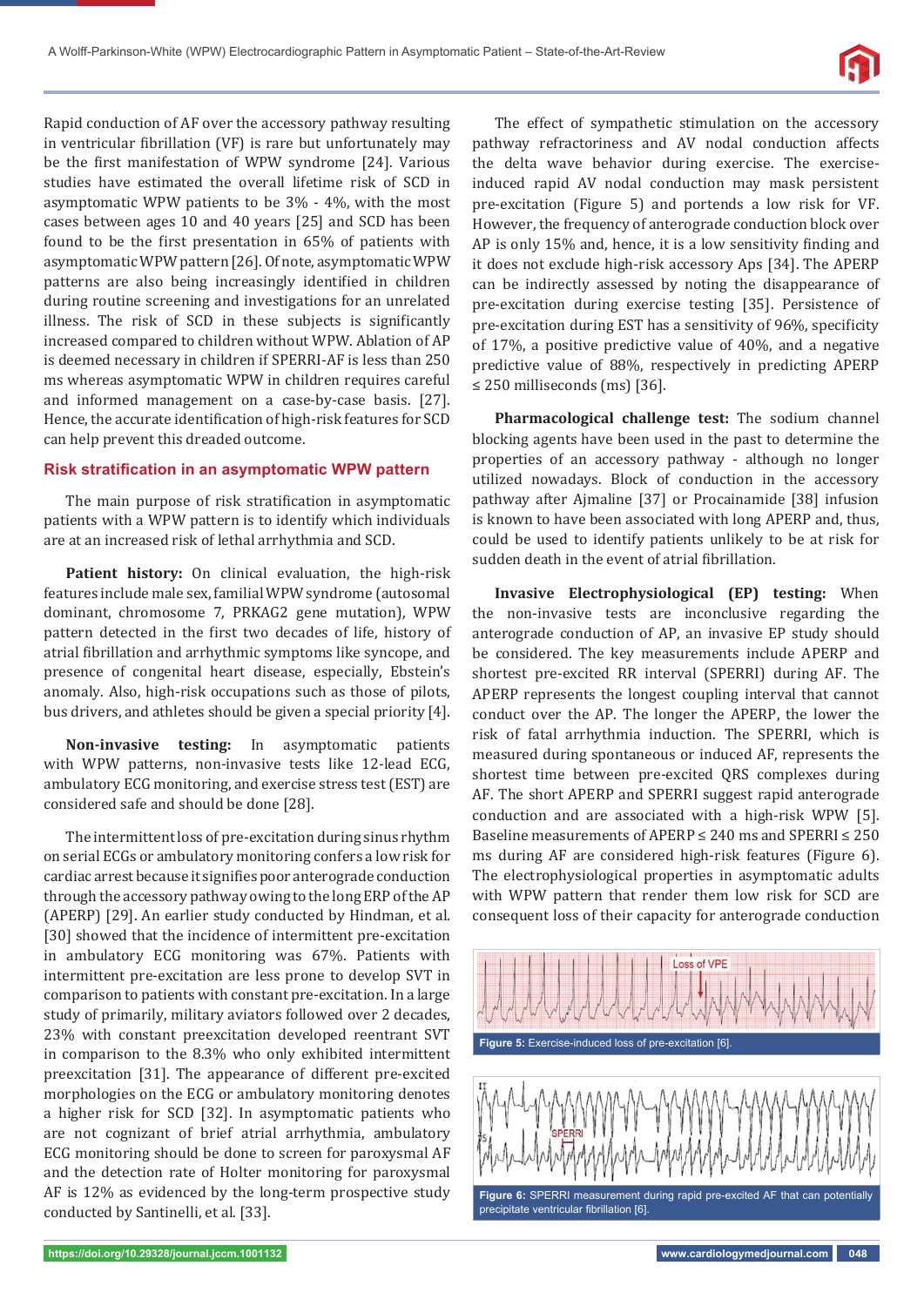Rapid conduction of AF over the accessory pathway resulting in ventricular fibrillation (VF) is rare but unfortunately may be the first manifestation of WPW syndrome [24]. Various studies have estimated the overall lifetime risk of SCD in asymptomatic WPW patients to be 3% - 4%, with the most cases between ages 10 and 40 years [25] and SCD has been found to be the first presentation in 65% of patients with asymptomatic WPW pattern [26]. Of note, asymptomatic WPW patterns are also being increasingly identified in children during routine screening and investigations for an unrelated illness. The risk of SCD in these subjects is significantly increased compared to children without WPW. Ablation of AP is deemed necessary in children if SPERRI-AF is less than 250 ms whereas asymptomatic WPW in children requires careful and informed management on a case-by-case basis. [27]. Hence, the accurate identification of high-risk features for SCD can help prevent this dreaded outcome.

## Risk stratification in an asymptomatic WPW pattern

The main purpose of risk stratification in asymptomatic patients with a WPW pattern is to identify which individuals are at an increased risk of lethal arrhythmia and SCD.

**Patient history:** On clinical evaluation, the high-risk features include male sex, familial WPW syndrome (autosomal dominant, chromosome 7, PRKAG2 gene mutation), WPW pattern detected in the first two decades of life, history of atrial fibrillation and arrhythmic symptoms like syncope, and presence of congenital heart disease, especially, Ebstein's anomaly. Also, high-risk occupations such as those of pilots, bus drivers, and athletes should be given a special priority [4].

**Non-invasive testing:** In asymptomatic patients with WPW patterns, non-invasive tests like 12-lead ECG, ambulatory ECG monitoring, and exercise stress test (EST) are considered safe and should be done [28].

The intermittent loss of pre-excitation during sinus rhythm on serial ECGs or ambulatory monitoring confers a low risk for cardiac arrest because it signifies poor anterograde conduction through the accessory pathway owing to the long ERP of the AP (APERP) [29]. An earlier study conducted by Hindman, et al. [30] showed that the incidence of intermittent pre-excitation in ambulatory ECG monitoring was 67%. Patients with intermittent pre-excitation are less prone to develop SVT in comparison to patients with constant pre-excitation. In a large study of primarily, military aviators followed over 2 decades, 23% with constant preexcitation developed reentrant SVT in comparison to the 8.3% who only exhibited intermittent preexcitation [31]. The appearance of different pre-excited morphologies on the ECG or ambulatory monitoring denotes a higher risk for SCD [32]. In asymptomatic patients who are not cognizant of brief atrial arrhythmia, ambulatory ECG monitoring should be done to screen for paroxysmal AF and the detection rate of Holter monitoring for paroxysmal AF is 12% as evidenced by the long-term prospective study conducted by Santinelli, et al. [33].

The effect of sympathetic stimulation on the accessory pathway refractoriness and AV nodal conduction affects the delta wave behavior during exercise. The exercise-induced rapid AV nodal conduction may mask persistent pre-excitation (Figure 5) and portends a low risk for VF. However, the frequency of anterograde conduction block over AP is only 15% and, hence, it is a low sensitivity finding and it does not exclude high-risk accessory Aps [34]. The APERP can be indirectly assessed by noting the disappearance of pre-excitation during exercise testing [35]. Persistence of pre-excitation during EST has a sensitivity of 96%, specificity of 17%, a positive predictive value of 40%, and a negative predictive value of 88%, respectively in predicting APERP ≤ 250 milliseconds (ms) [36].

**Pharmacological challenge test:** The sodium channel blocking agents have been used in the past to determine the properties of an accessory pathway - although no longer utilized nowadays. Block of conduction in the accessory pathway after Ajmaline [37] or Procainamide [38] infusion is known to have been associated with long APERP and, thus, could be used to identify patients unlikely to be at risk for sudden death in the event of atrial fibrillation.

**Invasive Electrophysiological (EP) testing:** When the non-invasive tests are inconclusive regarding the anterograde conduction of AP, an invasive EP study should be considered. The key measurements include APERP and shortest pre-excited RR interval (SPERRI) during AF. The APERP represents the longest coupling interval that cannot conduct over the AP. The longer the APERP, the lower the risk of fatal arrhythmia induction. The SPERRI, which is measured during spontaneous or induced AF, represents the shortest time between pre-excited QRS complexes during AF. The short APERP and SPERRI suggest rapid anterograde conduction and are associated with a high-risk WPW [5]. Baseline measurements of APERP ≤ 240 ms and SPERRI ≤ 250 ms during AF are considered high-risk features (Figure 6). The electrophysiological properties in asymptomatic adults with WPW pattern that render them low risk for SCD are consequent loss of their capacity for anterograde conduction

**Figure 5:** Exercise-induced loss of pre-excitation [6].

**Figure 6:** SPERRI measurement during rapid pre-excited AF that can potentially precipitate ventricular fibrillation [6].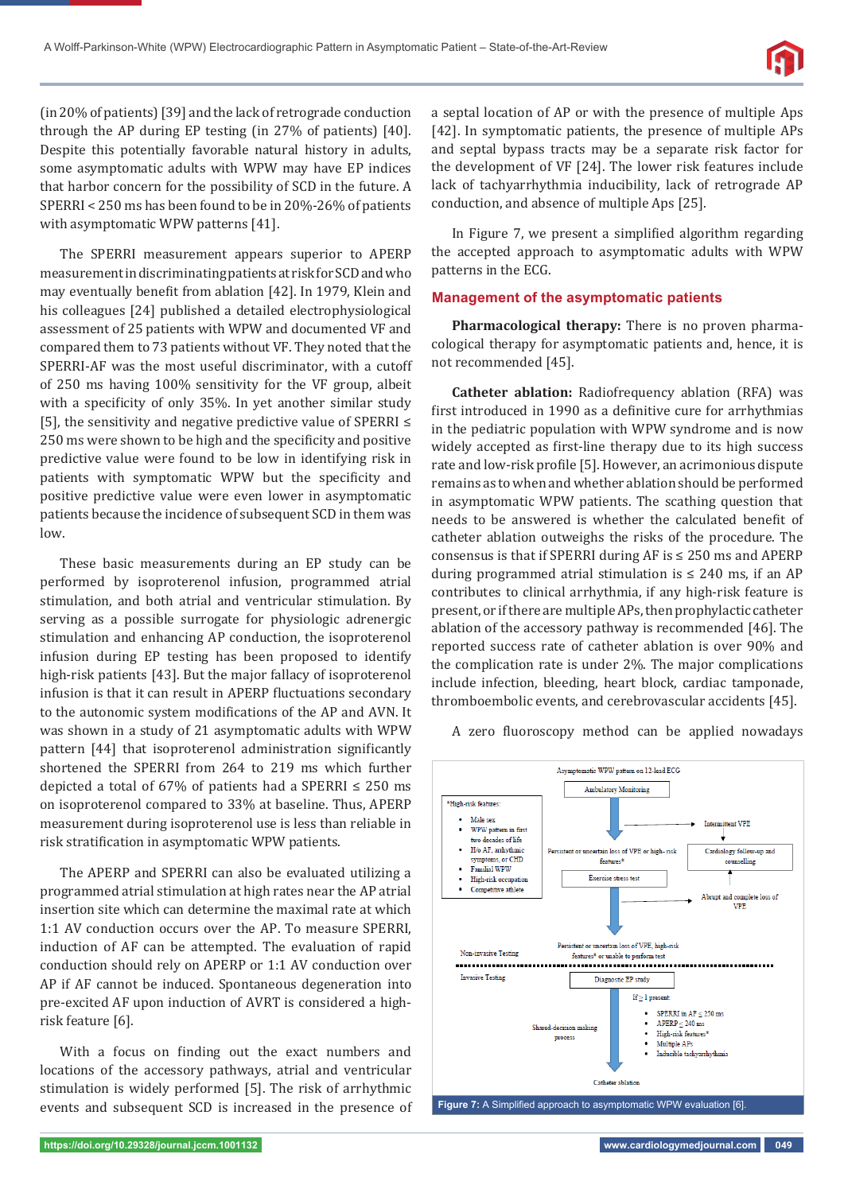(in 20% of patients) [39] and the lack of retrograde conduction through the AP during EP testing (in 27% of patients) [40]. Despite this potentially favorable natural history in adults, some asymptomatic adults with WPW may have EP indices that harbor concern for the possibility of SCD in the future. A SPERRI < 250 ms has been found to be in 20%-26% of patients with asymptomatic WPW patterns [41].

The SPERRI measurement appears superior to APERP measurement in discriminating patients at risk for SCD and who may eventually benefit from ablation [42]. In 1979, Klein and his colleagues [24] published a detailed electrophysiological assessment of 25 patients with WPW and documented VF and compared them to 73 patients without VF. They noted that the SPERRI-AF was the most useful discriminator, with a cutoff of 250 ms having 100% sensitivity for the VF group, albeit with a specificity of only 35%. In yet another similar study [5], the sensitivity and negative predictive value of SPERRI ≤ 250 ms were shown to be high and the specificity and positive predictive value were found to be low in identifying risk in patients with symptomatic WPW but the specificity and positive predictive value were even lower in asymptomatic patients because the incidence of subsequent SCD in them was low.

These basic measurements during an EP study can be performed by isoproterenol infusion, programmed atrial stimulation, and both atrial and ventricular stimulation. By serving as a possible surrogate for physiologic adrenergic stimulation and enhancing AP conduction, the isoproterenol infusion during EP testing has been proposed to identify high-risk patients [43]. But the major fallacy of isoproterenol infusion is that it can result in APERP fluctuations secondary to the autonomic system modifications of the AP and AVN. It was shown in a study of 21 asymptomatic adults with WPW pattern [44] that isoproterenol administration significantly shortened the SPERRI from 264 to 219 ms which further depicted a total of 67% of patients had a SPERRI ≤ 250 ms on isoproterenol compared to 33% at baseline. Thus, APERP measurement during isoproterenol use is less than reliable in risk stratification in asymptomatic WPW patients.

The APERP and SPERRI can also be evaluated utilizing a programmed atrial stimulation at high rates near the AP atrial insertion site which can determine the maximal rate at which 1:1 AV conduction occurs over the AP. To measure SPERRI, induction of AF can be attempted. The evaluation of rapid conduction should rely on APERP or 1:1 AV conduction over AP if AF cannot be induced. Spontaneous degeneration into pre-excited AF upon induction of AVRT is considered a high-risk feature [6].

With a focus on finding out the exact numbers and locations of the accessory pathways, atrial and ventricular stimulation is widely performed [5]. The risk of arrhythmic events and subsequent SCD is increased in the presence of a septal location of AP or with the presence of multiple Aps [42]. In symptomatic patients, the presence of multiple APs and septal bypass tracts may be a separate risk factor for the development of VF [24]. The lower risk features include lack of tachyarrhythmia inducibility, lack of retrograde AP conduction, and absence of multiple Aps [25].

In Figure 7, we present a simplified algorithm regarding the accepted approach to asymptomatic adults with WPW patterns in the ECG.

## Management of the asymptomatic patients

**Pharmacological therapy:** There is no proven pharmacological therapy for asymptomatic patients and, hence, it is not recommended [45].

**Catheter ablation:** Radiofrequency ablation (RFA) was first introduced in 1990 as a definitive cure for arrhythmias in the pediatric population with WPW syndrome and is now widely accepted as first-line therapy due to its high success rate and low-risk profile [5]. However, an acrimonious dispute remains as to when and whether ablation should be performed in asymptomatic WPW patients. The scathing question that needs to be answered is whether the calculated benefit of catheter ablation outweighs the risks of the procedure. The consensus is that if SPERRI during AF is ≤ 250 ms and APERP during programmed atrial stimulation is ≤ 240 ms, if an AP contributes to clinical arrhythmia, if any high-risk feature is present, or if there are multiple APs, then prophylactic catheter ablation of the accessory pathway is recommended [46]. The reported success rate of catheter ablation is over 90% and the complication rate is under 2%. The major complications include infection, bleeding, heart block, cardiac tamponade, thromboembolic events, and cerebrovascular accidents [45].

A zero fluoroscopy method can be applied nowadays

Asymptomatic WPW pattern on 12-lead ECG

Ambulatory Monitoring

Intermittent VPE

Persistent or uncertain loss of VPE or high- risk features*

Cardiology follow-up and counselling

Exercise stress test

Abrupt and complete loss of VPE

Persistent or uncertain loss of VPE, high-risk features* or unable to perform test

Non-invasive Testing

Invasive Testing

Diagnostic EP study

If ≥ 1 present:

- SPERRI in AF ≤ 250 ms
- APERP ≤ 240 ms
- High-risk features*
- Multiple APs
- Inducible tachyarrhythmia

Shared-decision making process

Catheter ablation

*High-risk features:

- Male sex
- WPW pattern in first two decades of life
- H/o AF, arrhythmic symptoms, or CHD
- Familial WPW
- High-risk occupation
- Competitive athlete

**Figure 7:** A Simplified approach to asymptomatic WPW evaluation [6].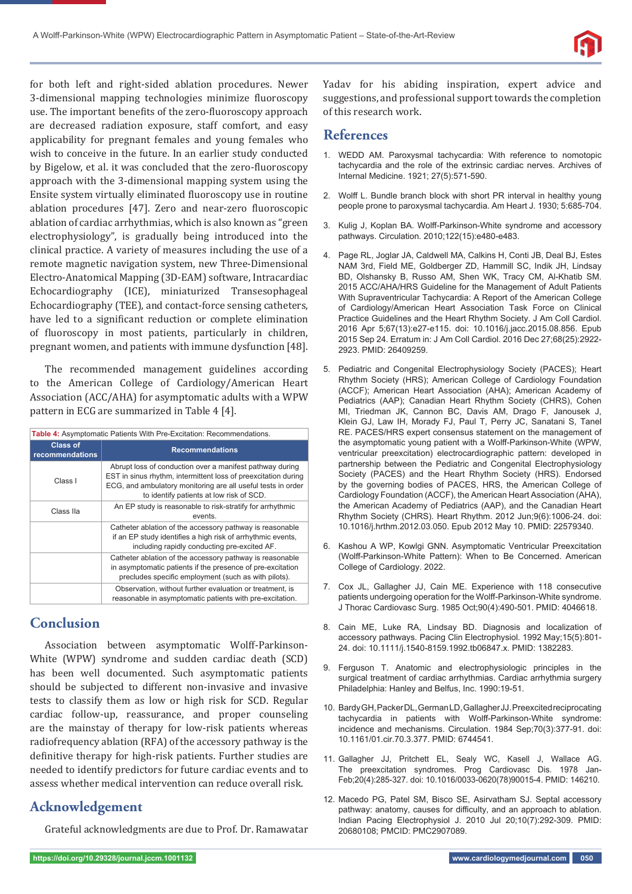for both left and right-sided ablation procedures. Newer 3-dimensional mapping technologies minimize fluoroscopy use. The important benefits of the zero-fluoroscopy approach are decreased radiation exposure, staff comfort, and easy applicability for pregnant females and young females who wish to conceive in the future. In an earlier study conducted by Bigelow, et al. it was concluded that the zero-fluoroscopy approach with the 3-dimensional mapping system using the Ensite system virtually eliminated fluoroscopy use in routine ablation procedures [47]. Zero and near-zero fluoroscopic ablation of cardiac arrhythmias, which is also known as "green electrophysiology", is gradually being introduced into the clinical practice. A variety of measures including the use of a remote magnetic navigation system, new Three-Dimensional Electro-Anatomical Mapping (3D-EAM) software, Intracardiac Echocardiography (ICE), miniaturized Transesophageal Echocardiography (TEE), and contact-force sensing catheters, have led to a significant reduction or complete elimination of fluoroscopy in most patients, particularly in children, pregnant women, and patients with immune dysfunction [48].

The recommended management guidelines according to the American College of Cardiology/American Heart Association (ACC/AHA) for asymptomatic adults with a WPW pattern in ECG are summarized in Table 4 [4].

**Table 4:** Asymptomatic Patients With Pre-Excitation: Recommendations.

| Class of recommendations | Recommendations |
|---|---|
| Class I | Abrupt loss of conduction over a manifest pathway during EST in sinus rhythm, intermittent loss of preexcitation during ECG, and ambulatory monitoring are all useful tests in order to identify patients at low risk of SCD. |
| Class IIa | An EP study is reasonable to risk-stratify for arrhythmic events. |
| | Catheter ablation of the accessory pathway is reasonable if an EP study identifies a high risk of arrhythmic events, including rapidly conducting pre-excited AF. |
| | Catheter ablation of the accessory pathway is reasonable in asymptomatic patients if the presence of pre-excitation precludes specific employment (such as with pilots). |
| | Observation, without further evaluation or treatment, is reasonable in asymptomatic patients with pre-excitation. |

## Conclusion

Association between asymptomatic Wolff-Parkinson-White (WPW) syndrome and sudden cardiac death (SCD) has been well documented. Such asymptomatic patients should be subjected to different non-invasive and invasive tests to classify them as low or high risk for SCD. Regular cardiac follow-up, reassurance, and proper counseling are the mainstay of therapy for low-risk patients whereas radiofrequency ablation (RFA) of the accessory pathway is the definitive therapy for high-risk patients. Further studies are needed to identify predictors for future cardiac events and to assess whether medical intervention can reduce overall risk.

## Acknowledgement

Grateful acknowledgments are due to Prof. Dr. Ramawatar Yadav for his abiding inspiration, expert advice and suggestions, and professional support towards the completion of this research work.

## References

1. WEDD AM. Paroxysmal tachycardia: With reference to nomotopic tachycardia and the role of the extrinsic cardiac nerves. Archives of Internal Medicine. 1921; 27(5):571-590.
2. Wolff L. Bundle branch block with short PR interval in healthy young people prone to paroxysmal tachycardia. Am Heart J. 1930; 5:685-704.
3. Kulig J, Koplan BA. Wolff-Parkinson-White syndrome and accessory pathways. Circulation. 2010;122(15):e480-e483.
4. Page RL, Joglar JA, Caldwell MA, Calkins H, Conti JB, Deal BJ, Estes NAM 3rd, Field ME, Goldberger ZD, Hammill SC, Indik JH, Lindsay BD, Olshansky B, Russo AM, Shen WK, Tracy CM, Al-Khatib SM. 2015 ACC/AHA/HRS Guideline for the Management of Adult Patients With Supraventricular Tachycardia: A Report of the American College of Cardiology/American Heart Association Task Force on Clinical Practice Guidelines and the Heart Rhythm Society. J Am Coll Cardiol. 2016 Apr 5;67(13):e27-e115. doi: 10.1016/j.jacc.2015.08.856. Epub 2015 Sep 24. Erratum in: J Am Coll Cardiol. 2016 Dec 27;68(25):2922-2923. PMID: 26409259.
5. Pediatric and Congenital Electrophysiology Society (PACES); Heart Rhythm Society (HRS); American College of Cardiology Foundation (ACCF); American Heart Association (AHA); American Academy of Pediatrics (AAP); Canadian Heart Rhythm Society (CHRS), Cohen MI, Triedman JK, Cannon BC, Davis AM, Drago F, Janousek J, Klein GJ, Law IH, Morady FJ, Paul T, Perry JC, Sanatani S, Tanel RE. PACES/HRS expert consensus statement on the management of the asymptomatic young patient with a Wolff-Parkinson-White (WPW, ventricular preexcitation) electrocardiographic pattern: developed in partnership between the Pediatric and Congenital Electrophysiology Society (PACES) and the Heart Rhythm Society (HRS). Endorsed by the governing bodies of PACES, HRS, the American College of Cardiology Foundation (ACCF), the American Heart Association (AHA), the American Academy of Pediatrics (AAP), and the Canadian Heart Rhythm Society (CHRS). Heart Rhythm. 2012 Jun;9(6):1006-24. doi: 10.1016/j.hrthm.2012.03.050. Epub 2012 May 10. PMID: 22579340.
6. Kashou A WP, Kowlgi GNN. Asymptomatic Ventricular Preexcitation (Wolff-Parkinson-White Pattern): When to Be Concerned. American College of Cardiology. 2022.
7. Cox JL, Gallagher JJ, Cain ME. Experience with 118 consecutive patients undergoing operation for the Wolff-Parkinson-White syndrome. J Thorac Cardiovasc Surg. 1985 Oct;90(4):490-501. PMID: 4046618.
8. Cain ME, Luke RA, Lindsay BD. Diagnosis and localization of accessory pathways. Pacing Clin Electrophysiol. 1992 May;15(5):801-24. doi: 10.1111/j.1540-8159.1992.tb06847.x. PMID: 1382283.
9. Ferguson T. Anatomic and electrophysiologic principles in the surgical treatment of cardiac arrhythmias. Cardiac arrhythmia surgery Philadelphia: Hanley and Belfus, Inc. 1990:19-51.
10. Bardy GH, Packer DL, German LD, Gallagher JJ. Preexcited reciprocating tachycardia in patients with Wolff-Parkinson-White syndrome: incidence and mechanisms. Circulation. 1984 Sep;70(3):377-91. doi: 10.1161/01.cir.70.3.377. PMID: 6744541.
11. Gallagher JJ, Pritchett EL, Sealy WC, Kasell J, Wallace AG. The preexcitation syndromes. Prog Cardiovasc Dis. 1978 Jan-Feb;20(4):285-327. doi: 10.1016/0033-0620(78)90015-4. PMID: 146210.
12. Macedo PG, Patel SM, Bisco SE, Asirvatham SJ. Septal accessory pathway: anatomy, causes for difficulty, and an approach to ablation. Indian Pacing Electrophysiol J. 2010 Jul 20;10(7):292-309. PMID: 20680108; PMCID: PMC2907089.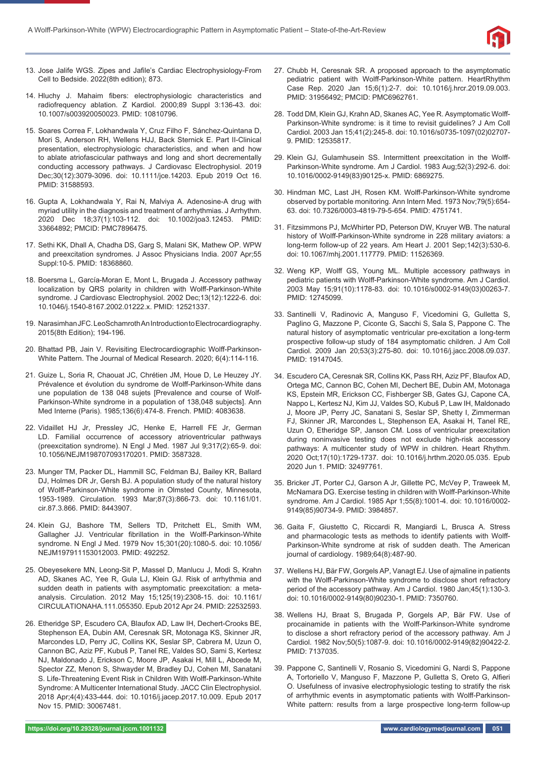13. Jose Jalife WGS. Zipes and Jafile's Cardiac Electrophysiology-From Cell to Bedside. 2022(8th edition); 873.

14. Hluchy J. Mahaim fibers: electrophysiologic characteristics and radiofrequency ablation. Z Kardiol. 2000;89 Suppl 3:136-43. doi: 10.1007/s003920050023. PMID: 10810796.

15. Soares Correa F, Lokhandwala Y, Cruz Filho F, Sánchez-Quintana D, Mori S, Anderson RH, Wellens HJJ, Back Sternick E. Part II-Clinical presentation, electrophysiologic characteristics, and when and how to ablate atriofascicular pathways and long and short decrementally conducting accessory pathways. J Cardiovasc Electrophysiol. 2019 Dec;30(12):3079-3096. doi: 10.1111/jce.14203. Epub 2019 Oct 16. PMID: 31588593.

16. Gupta A, Lokhandwala Y, Rai N, Malviya A. Adenosine-A drug with myriad utility in the diagnosis and treatment of arrhythmias. J Arrhythm. 2020 Dec 18;37(1):103-112. doi: 10.1002/joa3.12453. PMID: 33664892; PMCID: PMC7896475.

17. Sethi KK, Dhall A, Chadha DS, Garg S, Malani SK, Mathew OP. WPW and preexcitation syndromes. J Assoc Physicians India. 2007 Apr;55 Suppl:10-5. PMID: 18368860.

18. Boersma L, García-Moran E, Mont L, Brugada J. Accessory pathway localization by QRS polarity in children with Wolff-Parkinson-White syndrome. J Cardiovasc Electrophysiol. 2002 Dec;13(12):1222-6. doi: 10.1046/j.1540-8167.2002.01222.x. PMID: 12521337.

19. Narasimhan JFC. Leo Schamroth An Introduction to Electrocardiography. 2015(8th Edition); 194-196.

20. Bhattad PB, Jain V. Revisiting Electrocardiographic Wolff-Parkinson-White Pattern. The Journal of Medical Research. 2020; 6(4):114-116.

21. Guize L, Soria R, Chaouat JC, Chrétien JM, Houe D, Le Heuzey JY. Prévalence et évolution du syndrome de Wolff-Parkinson-White dans une population de 138 048 sujets [Prevalence and course of Wolff-Parkinson-White syndrome in a population of 138,048 subjects]. Ann Med Interne (Paris). 1985;136(6):474-8. French. PMID: 4083638.

22. Vidaillet HJ Jr, Pressley JC, Henke E, Harrell FE Jr, German LD. Familial occurrence of accessory atrioventricular pathways (preexcitation syndrome). N Engl J Med. 1987 Jul 9;317(2):65-9. doi: 10.1056/NEJM198707093170201. PMID: 3587328.

23. Munger TM, Packer DL, Hammill SC, Feldman BJ, Bailey KR, Ballard DJ, Holmes DR Jr, Gersh BJ. A population study of the natural history of Wolff-Parkinson-White syndrome in Olmsted County, Minnesota, 1953-1989. Circulation. 1993 Mar;87(3):866-73. doi: 10.1161/01.cir.87.3.866. PMID: 8443907.

24. Klein GJ, Bashore TM, Sellers TD, Pritchett EL, Smith WM, Gallagher JJ. Ventricular fibrillation in the Wolff-Parkinson-White syndrome. N Engl J Med. 1979 Nov 15;301(20):1080-5. doi: 10.1056/NEJM197911153012003. PMID: 492252.

25. Obeyesekere MN, Leong-Sit P, Massel D, Manlucu J, Modi S, Krahn AD, Skanes AC, Yee R, Gula LJ, Klein GJ. Risk of arrhythmia and sudden death in patients with asymptomatic preexcitation: a meta-analysis. Circulation. 2012 May 15;125(19):2308-15. doi: 10.1161/CIRCULATIONAHA.111.055350. Epub 2012 Apr 24. PMID: 22532593.

26. Etheridge SP, Escudero CA, Blaufox AD, Law IH, Dechert-Crooks BE, Stephenson EA, Dubin AM, Ceresnak SR, Motonaga KS, Skinner JR, Marcondes LD, Perry JC, Collins KK, Seslar SP, Cabrera M, Uzun O, Cannon BC, Aziz PF, Kubuš P, Tanel RE, Valdes SO, Sami S, Kertesz NJ, Maldonado J, Erickson C, Moore JP, Asakai H, Mill L, Abcede M, Spector ZZ, Menon S, Shwayder M, Bradley DJ, Cohen MI, Sanatani S. Life-Threatening Event Risk in Children With Wolff-Parkinson-White Syndrome: A Multicenter International Study. JACC Clin Electrophysiol. 2018 Apr;4(4):433-444. doi: 10.1016/j.jacep.2017.10.009. Epub 2017 Nov 15. PMID: 30067481.

27. Chubb H, Ceresnak SR. A proposed approach to the asymptomatic pediatric patient with Wolff-Parkinson-White pattern. HeartRhythm Case Rep. 2020 Jan 15;6(1):2-7. doi: 10.1016/j.hrcr.2019.09.003. PMID: 31956492; PMCID: PMC6962761.

28. Todd DM, Klein GJ, Krahn AD, Skanes AC, Yee R. Asymptomatic Wolff-Parkinson-White syndrome: is it time to revisit guidelines? J Am Coll Cardiol. 2003 Jan 15;41(2):245-8. doi: 10.1016/s0735-1097(02)02707-9. PMID: 12535817.

29. Klein GJ, Gulamhusein SS. Intermittent preexcitation in the Wolff-Parkinson-White syndrome. Am J Cardiol. 1983 Aug;52(3):292-6. doi: 10.1016/0002-9149(83)90125-x. PMID: 6869275.

30. Hindman MC, Last JH, Rosen KM. Wolff-Parkinson-White syndrome observed by portable monitoring. Ann Intern Med. 1973 Nov;79(5):654-63. doi: 10.7326/0003-4819-79-5-654. PMID: 4751741.

31. Fitzsimmons PJ, McWhirter PD, Peterson DW, Kruyer WB. The natural history of Wolff-Parkinson-White syndrome in 228 military aviators: a long-term follow-up of 22 years. Am Heart J. 2001 Sep;142(3):530-6. doi: 10.1067/mhj.2001.117779. PMID: 11526369.

32. Weng KP, Wolff GS, Young ML. Multiple accessory pathways in pediatric patients with Wolff-Parkinson-White syndrome. Am J Cardiol. 2003 May 15;91(10):1178-83. doi: 10.1016/s0002-9149(03)00263-7. PMID: 12745099.

33. Santinelli V, Radinovic A, Manguso F, Vicedomini G, Gulletta S, Paglino G, Mazzone P, Ciconte G, Sacchi S, Sala S, Pappone C. The natural history of asymptomatic ventricular pre-excitation a long-term prospective follow-up study of 184 asymptomatic children. J Am Coll Cardiol. 2009 Jan 20;53(3):275-80. doi: 10.1016/j.jacc.2008.09.037. PMID: 19147045.

34. Escudero CA, Ceresnak SR, Collins KK, Pass RH, Aziz PF, Blaufox AD, Ortega MC, Cannon BC, Cohen MI, Dechert BE, Dubin AM, Motonaga KS, Epstein MR, Erickson CC, Fishberger SB, Gates GJ, Capone CA, Nappo L, Kertesz NJ, Kim JJ, Valdes SO, Kubuš P, Law IH, Maldonado J, Moore JP, Perry JC, Sanatani S, Seslar SP, Shetty I, Zimmerman FJ, Skinner JR, Marcondes L, Stephenson EA, Asakai H, Tanel RE, Uzun O, Etheridge SP, Janson CM. Loss of ventricular preexcitation during noninvasive testing does not exclude high-risk accessory pathways: A multicenter study of WPW in children. Heart Rhythm. 2020 Oct;17(10):1729-1737. doi: 10.1016/j.hrthm.2020.05.035. Epub 2020 Jun 1. PMID: 32497761.

35. Bricker JT, Porter CJ, Garson A Jr, Gillette PC, McVey P, Traweek M, McNamara DG. Exercise testing in children with Wolff-Parkinson-White syndrome. Am J Cardiol. 1985 Apr 1;55(8):1001-4. doi: 10.1016/0002-9149(85)90734-9. PMID: 3984857.

36. Gaita F, Giustetto C, Riccardi R, Mangiardi L, Brusca A. Stress and pharmacologic tests as methods to identify patients with Wolff-Parkinson-White syndrome at risk of sudden death. The American journal of cardiology. 1989;64(8):487-90.

37. Wellens HJ, Bär FW, Gorgels AP, Vanagt EJ. Use of ajmaline in patients with the Wolff-Parkinson-White syndrome to disclose short refractory period of the accessory pathway. Am J Cardiol. 1980 Jan;45(1):130-3. doi: 10.1016/0002-9149(80)90230-1. PMID: 7350760.

38. Wellens HJ, Braat S, Brugada P, Gorgels AP, Bär FW. Use of procainamide in patients with the Wolff-Parkinson-White syndrome to disclose a short refractory period of the accessory pathway. Am J Cardiol. 1982 Nov;50(5):1087-9. doi: 10.1016/0002-9149(82)90422-2. PMID: 7137035.

39. Pappone C, Santinelli V, Rosanio S, Vicedomini G, Nardi S, Pappone A, Tortoriello V, Manguso F, Mazzone P, Gulletta S, Oreto G, Alfieri O. Usefulness of invasive electrophysiologic testing to stratify the risk of arrhythmic events in asymptomatic patients with Wolff-Parkinson-White pattern: results from a large prospective long-term follow-up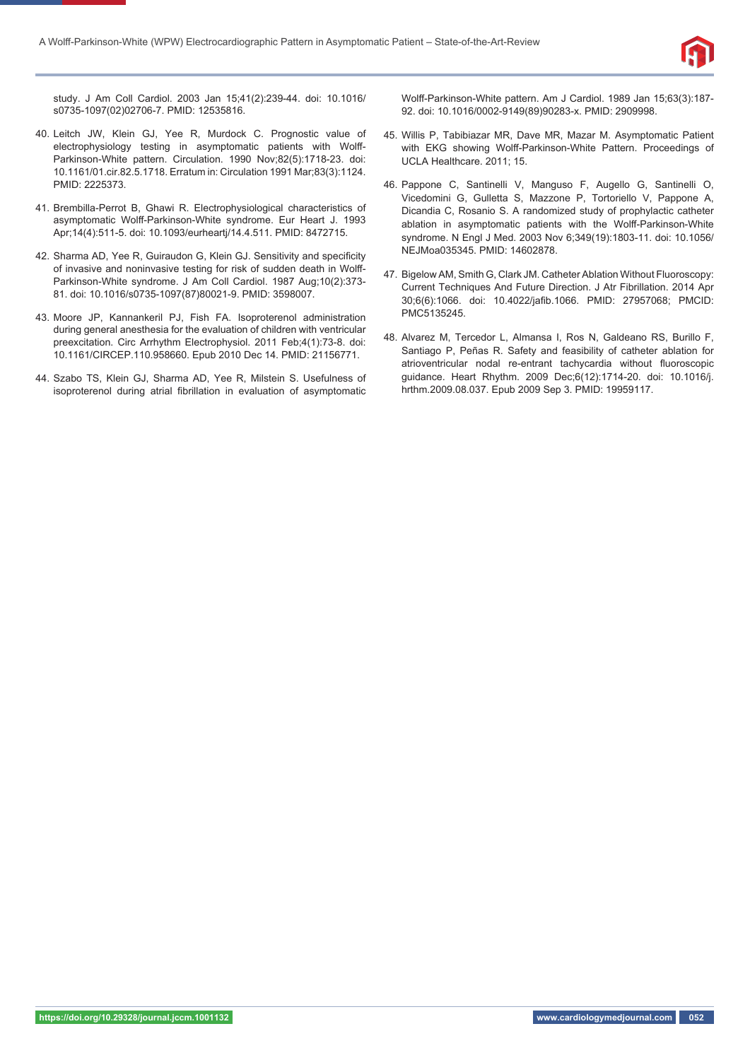study. J Am Coll Cardiol. 2003 Jan 15;41(2):239-44. doi: 10.1016/s0735-1097(02)02706-7. PMID: 12535816.

40. Leitch JW, Klein GJ, Yee R, Murdock C. Prognostic value of electrophysiology testing in asymptomatic patients with Wolff-Parkinson-White pattern. Circulation. 1990 Nov;82(5):1718-23. doi: 10.1161/01.cir.82.5.1718. Erratum in: Circulation 1991 Mar;83(3):1124. PMID: 2225373.

41. Brembilla-Perrot B, Ghawi R. Electrophysiological characteristics of asymptomatic Wolff-Parkinson-White syndrome. Eur Heart J. 1993 Apr;14(4):511-5. doi: 10.1093/eurheartj/14.4.511. PMID: 8472715.

42. Sharma AD, Yee R, Guiraudon G, Klein GJ. Sensitivity and specificity of invasive and noninvasive testing for risk of sudden death in Wolff-Parkinson-White syndrome. J Am Coll Cardiol. 1987 Aug;10(2):373-81. doi: 10.1016/s0735-1097(87)80021-9. PMID: 3598007.

43. Moore JP, Kannankeril PJ, Fish FA. Isoproterenol administration during general anesthesia for the evaluation of children with ventricular preexcitation. Circ Arrhythm Electrophysiol. 2011 Feb;4(1):73-8. doi: 10.1161/CIRCEP.110.958660. Epub 2010 Dec 14. PMID: 21156771.

44. Szabo TS, Klein GJ, Sharma AD, Yee R, Milstein S. Usefulness of isoproterenol during atrial fibrillation in evaluation of asymptomatic Wolff-Parkinson-White pattern. Am J Cardiol. 1989 Jan 15;63(3):187-92. doi: 10.1016/0002-9149(89)90283-x. PMID: 2909998.

45. Willis P, Tabibiazar MR, Dave MR, Mazar M. Asymptomatic Patient with EKG showing Wolff-Parkinson-White Pattern. Proceedings of UCLA Healthcare. 2011; 15.

46. Pappone C, Santinelli V, Manguso F, Augello G, Santinelli O, Vicedomini G, Gulletta S, Mazzone P, Tortoriello V, Pappone A, Dicandia C, Rosanio S. A randomized study of prophylactic catheter ablation in asymptomatic patients with the Wolff-Parkinson-White syndrome. N Engl J Med. 2003 Nov 6;349(19):1803-11. doi: 10.1056/NEJMoa035345. PMID: 14602878.

47. Bigelow AM, Smith G, Clark JM. Catheter Ablation Without Fluoroscopy: Current Techniques And Future Direction. J Atr Fibrillation. 2014 Apr 30;6(6):1066. doi: 10.4022/jafib.1066. PMID: 27957068; PMCID: PMC5135245.

48. Alvarez M, Tercedor L, Almansa I, Ros N, Galdeano RS, Burillo F, Santiago P, Peñas R. Safety and feasibility of catheter ablation for atrioventricular nodal re-entrant tachycardia without fluoroscopic guidance. Heart Rhythm. 2009 Dec;6(12):1714-20. doi: 10.1016/j.hrthm.2009.08.037. Epub 2009 Sep 3. PMID: 19959117.